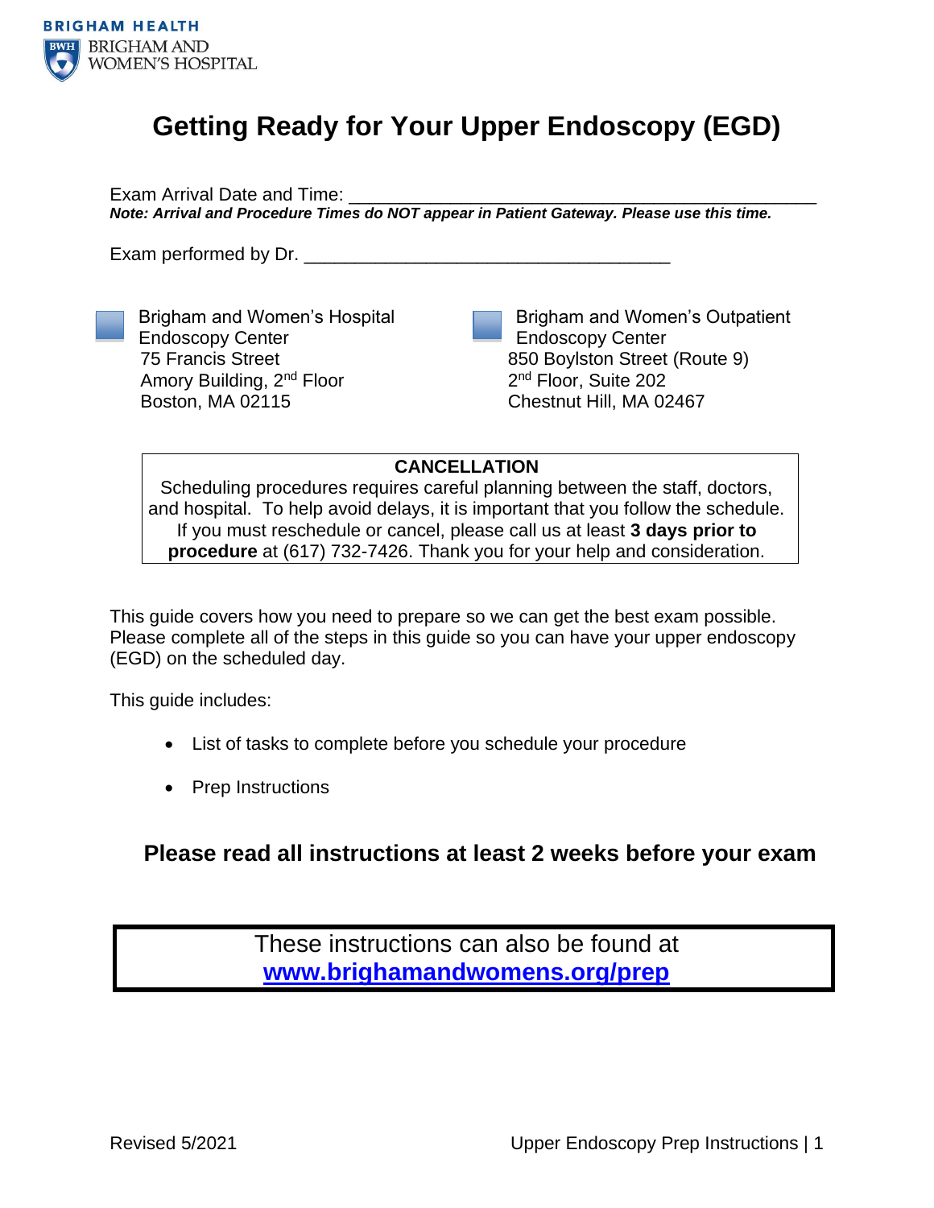BRIGHAM HEALTH
BRIGHAM AND WOMEN'S HOSPITAL

# Getting Ready for Your Upper Endoscopy (EGD)

Exam Arrival Date and Time: ______________________________________________

***Note: Arrival and Procedure Times do NOT appear in Patient Gateway. Please use this time.***

Exam performed by Dr. ___________________________________

☐ Brigham and Women's Hospital Endoscopy Center
75 Francis Street
Amory Building, 2nd Floor
Boston, MA 02115

☐ Brigham and Women's Outpatient Endoscopy Center
850 Boylston Street (Route 9)
2nd Floor, Suite 202
Chestnut Hill, MA 02467

**CANCELLATION**

Scheduling procedures requires careful planning between the staff, doctors, and hospital. To help avoid delays, it is important that you follow the schedule. If you must reschedule or cancel, please call us at least **3 days prior to procedure** at (617) 732-7426. Thank you for your help and consideration.

This guide covers how you need to prepare so we can get the best exam possible. Please complete all of the steps in this guide so you can have your upper endoscopy (EGD) on the scheduled day.

This guide includes:

- List of tasks to complete before you schedule your procedure
- Prep Instructions

## Please read all instructions at least 2 weeks before your exam

These instructions can also be found at **www.brighamandwomens.org/prep**

Revised 5/2021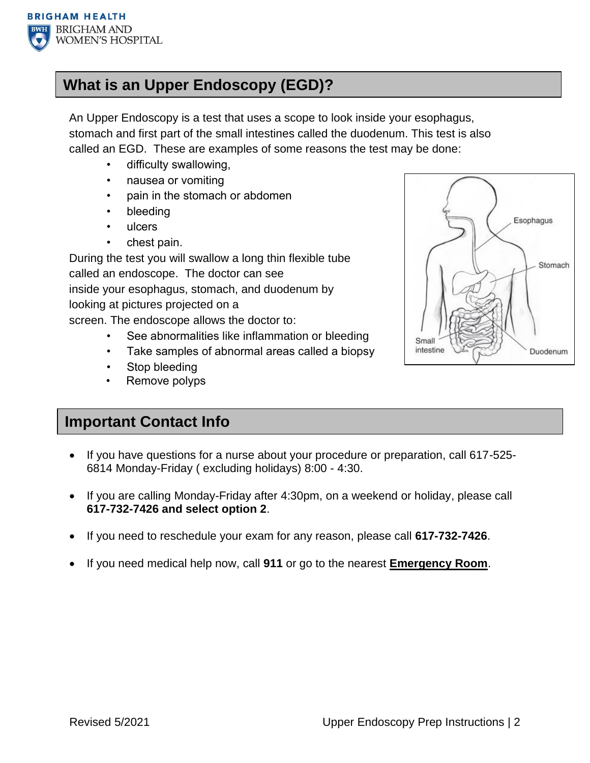## What is an Upper Endoscopy (EGD)?

An Upper Endoscopy is a test that uses a scope to look inside your esophagus, stomach and first part of the small intestines called the duodenum. This test is also called an EGD. These are examples of some reasons the test may be done:

- difficulty swallowing,
- nausea or vomiting
- pain in the stomach or abdomen
- bleeding
- ulcers
- chest pain.

During the test you will swallow a long thin flexible tube called an endoscope. The doctor can see inside your esophagus, stomach, and duodenum by looking at pictures projected on a screen. The endoscope allows the doctor to:

- See abnormalities like inflammation or bleeding
- Take samples of abnormal areas called a biopsy
- Stop bleeding
- Remove polyps

Esophagus

Stomach

Small intestine

Duodenum

## Important Contact Info

- If you have questions for a nurse about your procedure or preparation, call 617-525-6814 Monday-Friday ( excluding holidays) 8:00 - 4:30.
- If you are calling Monday-Friday after 4:30pm, on a weekend or holiday, please call **617-732-7426 and select option 2**.
- If you need to reschedule your exam for any reason, please call **617-732-7426**.
- If you need medical help now, call **911** or go to the nearest **Emergency Room**.

Revised 5/2021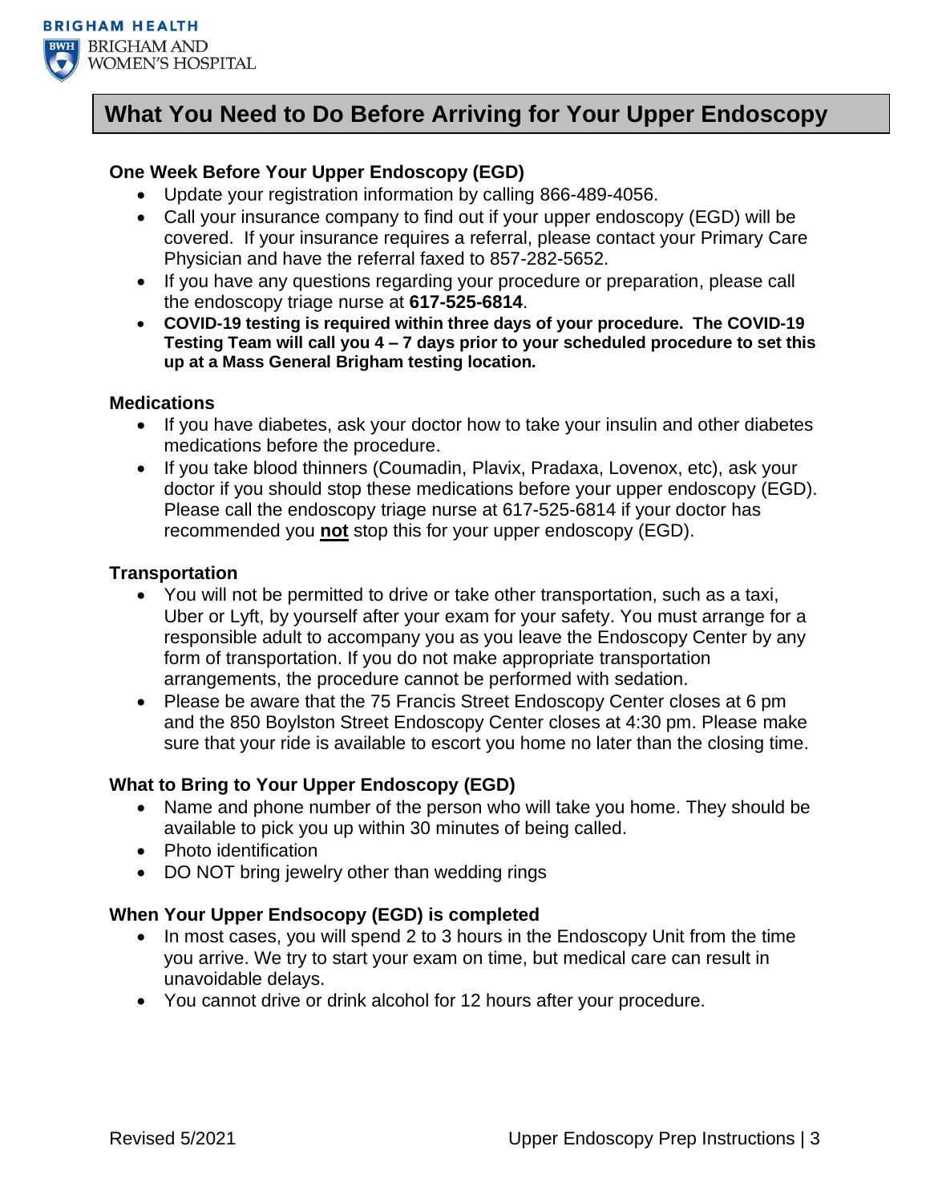# What You Need to Do Before Arriving for Your Upper Endoscopy

### One Week Before Your Upper Endoscopy (EGD)

- Update your registration information by calling 866-489-4056.
- Call your insurance company to find out if your upper endoscopy (EGD) will be covered. If your insurance requires a referral, please contact your Primary Care Physician and have the referral faxed to 857-282-5652.
- If you have any questions regarding your procedure or preparation, please call the endoscopy triage nurse at **617-525-6814**.
- **COVID-19 testing is required within three days of your procedure. The COVID-19 Testing Team will call you 4 – 7 days prior to your scheduled procedure to set this up at a Mass General Brigham testing location.**

### Medications

- If you have diabetes, ask your doctor how to take your insulin and other diabetes medications before the procedure.
- If you take blood thinners (Coumadin, Plavix, Pradaxa, Lovenox, etc), ask your doctor if you should stop these medications before your upper endoscopy (EGD). Please call the endoscopy triage nurse at 617-525-6814 if your doctor has recommended you **not** stop this for your upper endoscopy (EGD).

### Transportation

- You will not be permitted to drive or take other transportation, such as a taxi, Uber or Lyft, by yourself after your exam for your safety. You must arrange for a responsible adult to accompany you as you leave the Endoscopy Center by any form of transportation. If you do not make appropriate transportation arrangements, the procedure cannot be performed with sedation.
- Please be aware that the 75 Francis Street Endoscopy Center closes at 6 pm and the 850 Boylston Street Endoscopy Center closes at 4:30 pm. Please make sure that your ride is available to escort you home no later than the closing time.

### What to Bring to Your Upper Endoscopy (EGD)

- Name and phone number of the person who will take you home. They should be available to pick you up within 30 minutes of being called.
- Photo identification
- DO NOT bring jewelry other than wedding rings

### When Your Upper Endsocopy (EGD) is completed

- In most cases, you will spend 2 to 3 hours in the Endoscopy Unit from the time you arrive. We try to start your exam on time, but medical care can result in unavoidable delays.
- You cannot drive or drink alcohol for 12 hours after your procedure.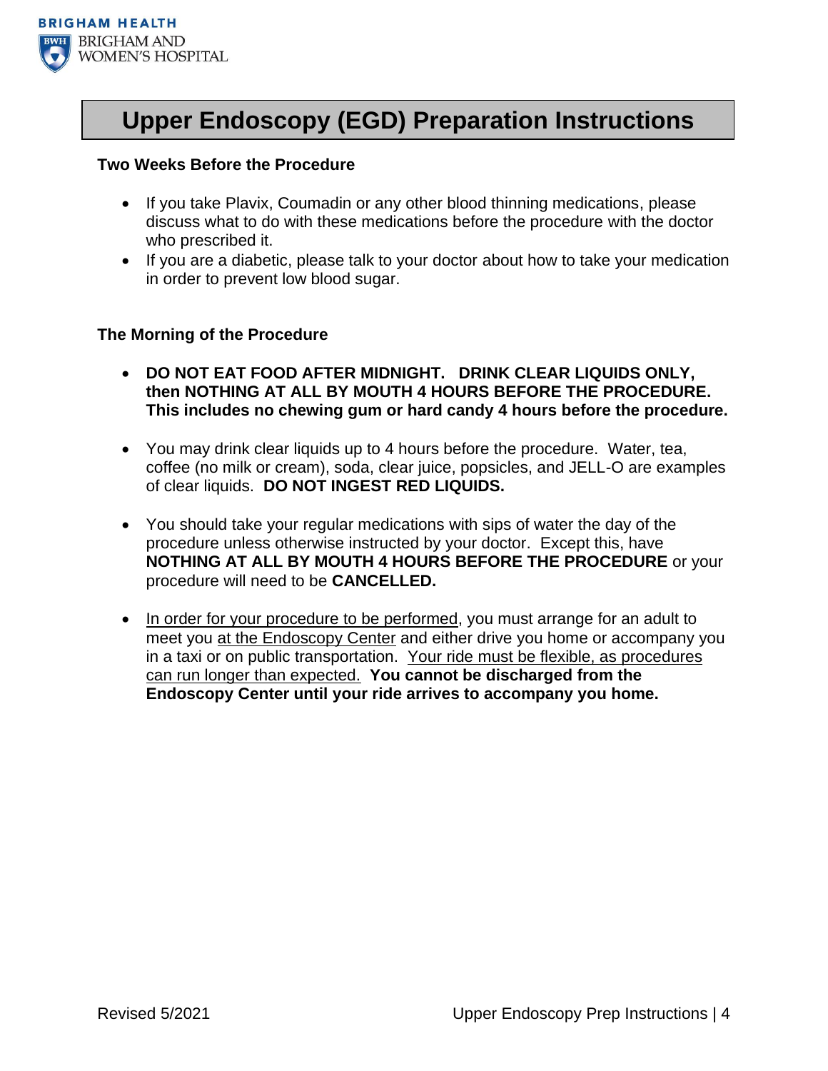# Upper Endoscopy (EGD) Preparation Instructions

**Two Weeks Before the Procedure**

- If you take Plavix, Coumadin or any other blood thinning medications, please discuss what to do with these medications before the procedure with the doctor who prescribed it.
- If you are a diabetic, please talk to your doctor about how to take your medication in order to prevent low blood sugar.

**The Morning of the Procedure**

- **DO NOT EAT FOOD AFTER MIDNIGHT. DRINK CLEAR LIQUIDS ONLY, then NOTHING AT ALL BY MOUTH 4 HOURS BEFORE THE PROCEDURE. This includes no chewing gum or hard candy 4 hours before the procedure.**

- You may drink clear liquids up to 4 hours before the procedure. Water, tea, coffee (no milk or cream), soda, clear juice, popsicles, and JELL-O are examples of clear liquids. **DO NOT INGEST RED LIQUIDS.**

- You should take your regular medications with sips of water the day of the procedure unless otherwise instructed by your doctor. Except this, have **NOTHING AT ALL BY MOUTH 4 HOURS BEFORE THE PROCEDURE** or your procedure will need to be **CANCELLED.**

- <u>In order for your procedure to be performed</u>, you must arrange for an adult to meet you <u>at the Endoscopy Center</u> and either drive you home or accompany you in a taxi or on public transportation. <u>Your ride must be flexible, as procedures can run longer than expected.</u> **You cannot be discharged from the Endoscopy Center until your ride arrives to accompany you home.**

Revised 5/2021